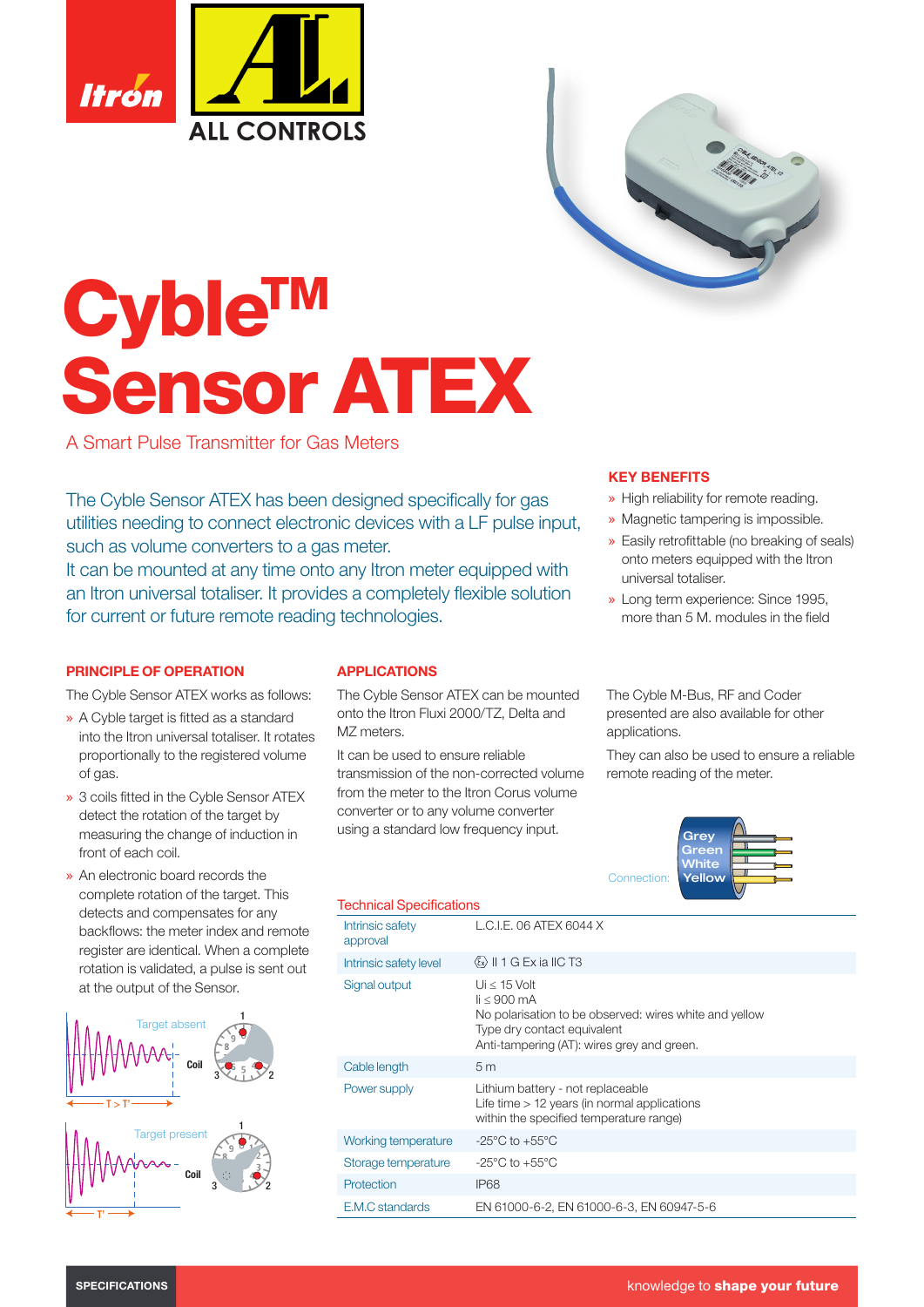# Cyble™ Sensor ATEX

A Smart Pulse Transmitter for Gas Meters

The Cyble Sensor ATEX has been designed specifically for gas utilities needing to connect electronic devices with a LF pulse input, such as volume converters to a gas meter.
It can be mounted at any time onto any Itron meter equipped with an Itron universal totaliser. It provides a completely flexible solution for current or future remote reading technologies.

## KEY BENEFITS

- High reliability for remote reading.
- Magnetic tampering is impossible.
- Easily retrofittable (no breaking of seals) onto meters equipped with the Itron universal totaliser.
- Long term experience: Since 1995, more than 5 M. modules in the field

## PRINCIPLE OF OPERATION

The Cyble Sensor ATEX works as follows:

- A Cyble target is fitted as a standard into the Itron universal totaliser. It rotates proportionally to the registered volume of gas.
- 3 coils fitted in the Cyble Sensor ATEX detect the rotation of the target by measuring the change of induction in front of each coil.
- An electronic board records the complete rotation of the target. This detects and compensates for any backflows: the meter index and remote register are identical. When a complete rotation is validated, a pulse is sent out at the output of the Sensor.

Target absent — Coil — T > T'

Target present — Coil — T'

## APPLICATIONS

The Cyble Sensor ATEX can be mounted onto the Itron Fluxi 2000/TZ, Delta and MZ meters.

It can be used to ensure reliable transmission of the non-corrected volume from the meter to the Itron Corus volume converter or to any volume converter using a standard low frequency input.

The Cyble M-Bus, RF and Coder presented are also available for other applications.

They can also be used to ensure a reliable remote reading of the meter.

Connection: Grey, Green, White, Yellow

### Technical Specifications

| | |
|---|---|
| Intrinsic safety approval | L.C.I.E. 06 ATEX 6044 X |
| Intrinsic safety level | Ⓔx II 1 G Ex ia IIC T3 |
| Signal output | Ui ≤ 15 Volt<br>Ii ≤ 900 mA<br>No polarisation to be observed: wires white and yellow<br>Type dry contact equivalent<br>Anti-tampering (AT): wires grey and green. |
| Cable length | 5 m |
| Power supply | Lithium battery - not replaceable<br>Life time > 12 years (in normal applications within the specified temperature range) |
| Working temperature | -25°C to +55°C |
| Storage temperature | -25°C to +55°C |
| Protection | IP68 |
| E.M.C standards | EN 61000-6-2, EN 61000-6-3, EN 60947-5-6 |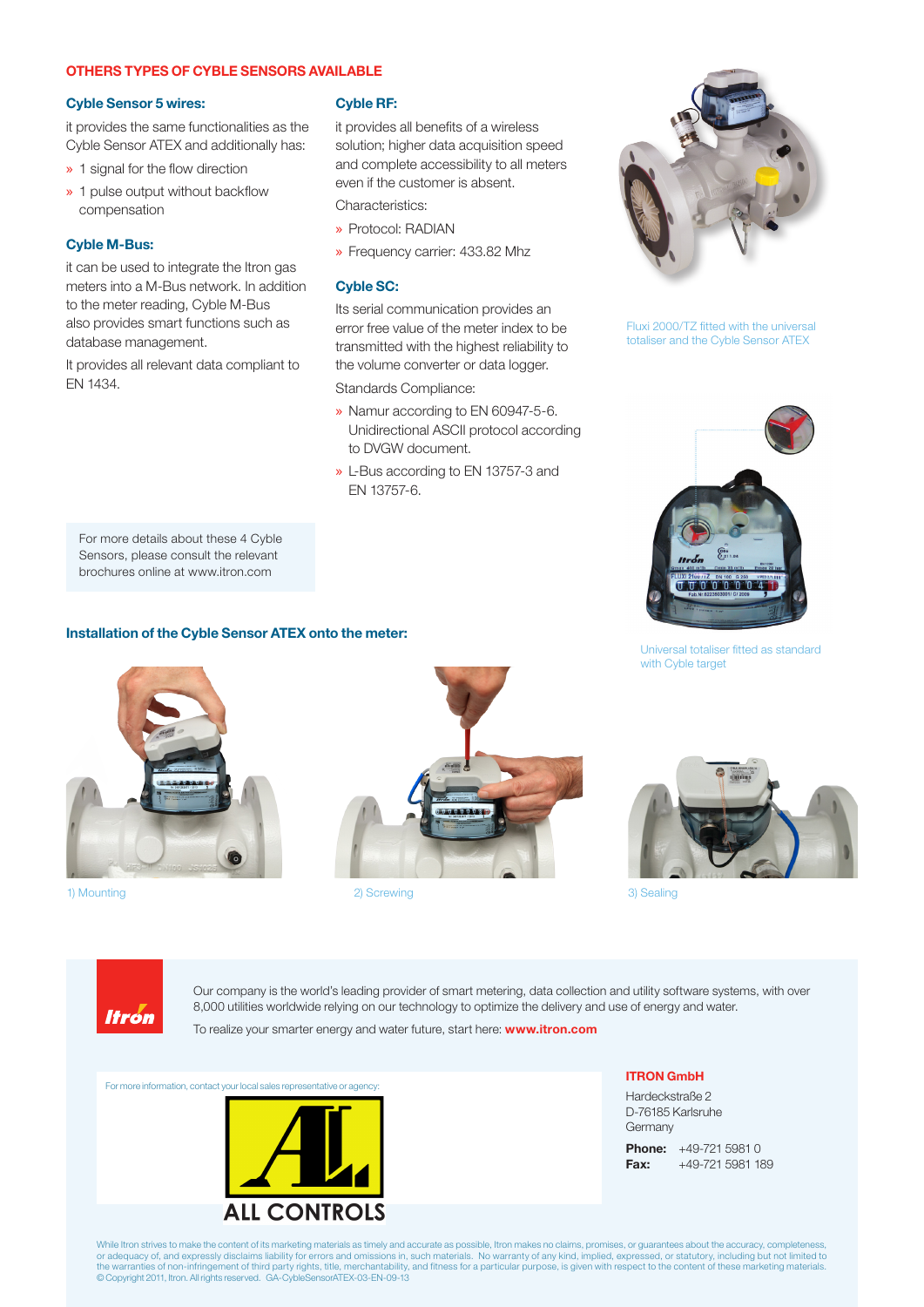## OTHERS TYPES OF CYBLE SENSORS AVAILABLE

### Cyble Sensor 5 wires:

it provides the same functionalities as the Cyble Sensor ATEX and additionally has:

- 1 signal for the flow direction
- 1 pulse output without backflow compensation

### Cyble M-Bus:

it can be used to integrate the Itron gas meters into a M-Bus network. In addition to the meter reading, Cyble M-Bus also provides smart functions such as database management.

It provides all relevant data compliant to EN 1434.

### Cyble RF:

it provides all benefits of a wireless solution; higher data acquisition speed and complete accessibility to all meters even if the customer is absent.

Characteristics:

- Protocol: RADIAN
- Frequency carrier: 433.82 Mhz

### Cyble SC:

Its serial communication provides an error free value of the meter index to be transmitted with the highest reliability to the volume converter or data logger.

Standards Compliance:

- Namur according to EN 60947-5-6. Unidirectional ASCII protocol according to DVGW document.
- L-Bus according to EN 13757-3 and EN 13757-6.

For more details about these 4 Cyble Sensors, please consult the relevant brochures online at www.itron.com

Fluxi 2000/TZ fitted with the universal totaliser and the Cyble Sensor ATEX

Universal totaliser fitted as standard with Cyble target

### Installation of the Cyble Sensor ATEX onto the meter:

1) Mounting

2) Screwing

3) Sealing

Our company is the world's leading provider of smart metering, data collection and utility software systems, with over 8,000 utilities worldwide relying on our technology to optimize the delivery and use of energy and water.

To realize your smarter energy and water future, start here: **www.itron.com**

For more information, contact your local sales representative or agency:

ALL CONTROLS

**ITRON GmbH**

Hardeckstraße 2
D-76185 Karlsruhe
Germany

**Phone:** +49-721 5981 0
**Fax:** +49-721 5981 189

While Itron strives to make the content of its marketing materials as timely and accurate as possible, Itron makes no claims, promises, or guarantees about the accuracy, completeness, or adequacy of, and expressly disclaims liability for errors and omissions in, such materials. No warranty of any kind, implied, expressed, or statutory, including but not limited to the warranties of non-infringement of third party rights, title, merchantability, and fitness for a particular purpose, is given with respect to the content of these marketing materials. © Copyright 2011, Itron. All rights reserved. GA-CybleSensorATEX-03-EN-09-13